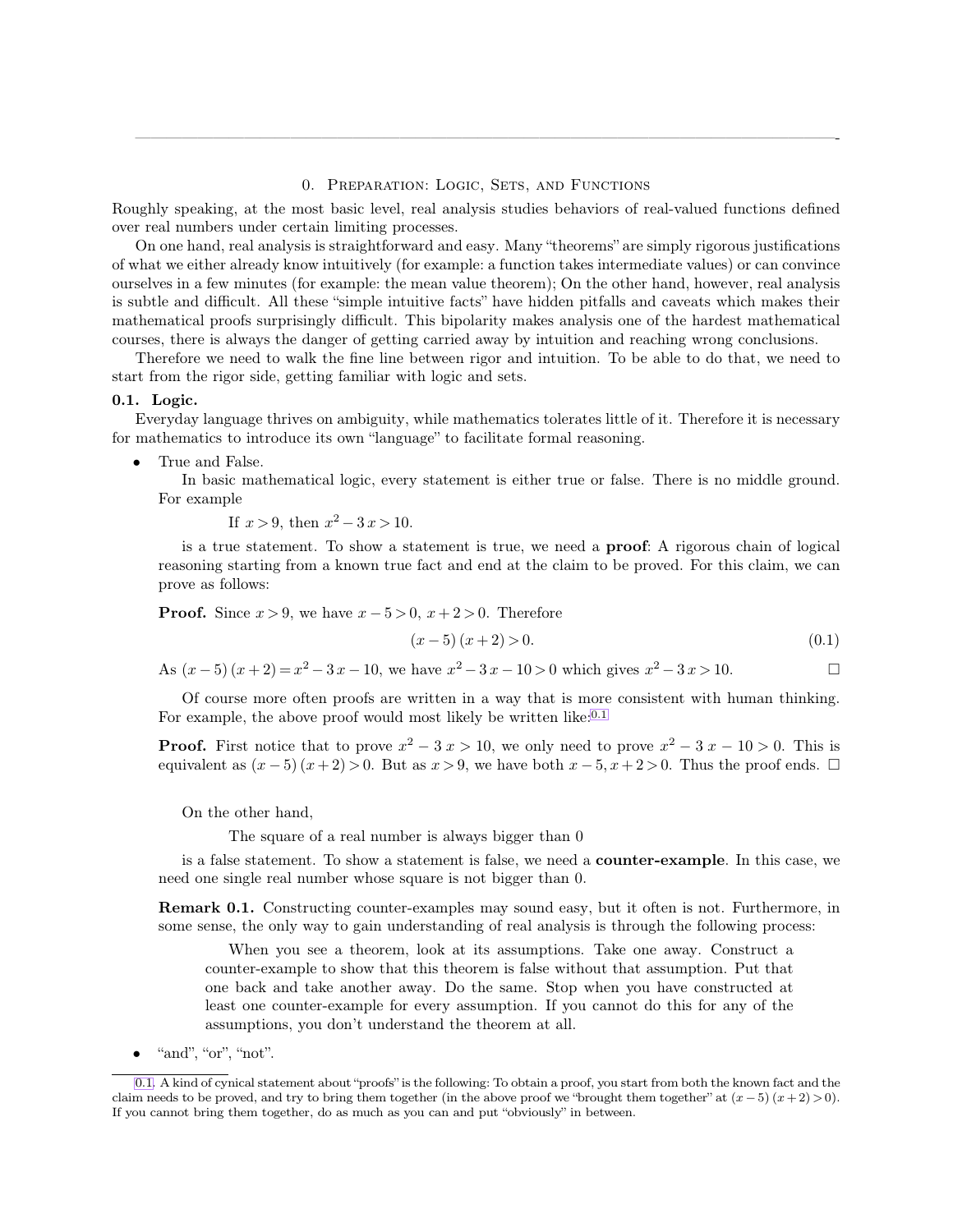# 0. Preparation: Logic, Sets, and Functions

Roughly speaking, at the most basic level, real analysis studies behaviors of real-valued functions defined over real numbers under certain limiting processes.

On one hand, real analysis is straightforward and easy. Many "theorems" are simply rigorous justifications of what we either already know intuitively (for example: a function takes intermediate values) or can convince ourselves in a few minutes (for example: the mean value theorem); On the other hand, however, real analysis is subtle and difficult. All these "simple intuitive facts" have hidden pitfalls and caveats which makes their mathematical proofs surprisingly difficult. This bipolarity makes analysis one of the hardest mathematical courses, there is always the danger of getting carried away by intuition and reaching wrong conclusions.

Therefore we need to walk the fine line between rigor and intuition. To be able to do that, we need to start from the rigor side, getting familiar with logic and sets.

## 0.1. Logic.

Everyday language thrives on ambiguity, while mathematics tolerates little of it. Therefore it is necessary for mathematics to introduce its own "language" to facilitate formal reasoning.

- True and False.

  In basic mathematical logic, every statement is either true or false. There is no middle ground. For example

  If $x > 9$, then $x^2 - 3x > 10$.

  is a true statement. To show a statement is true, we need a **proof**: A rigorous chain of logical reasoning starting from a known true fact and end at the claim to be proved. For this claim, we can prove as follows:

  **Proof.** Since $x > 9$, we have $x - 5 > 0$, $x + 2 > 0$. Therefore

  $$(x-5)(x+2) > 0. \tag{0.1}$$

  As $(x-5)(x+2) = x^2 - 3x - 10$, we have $x^2 - 3x - 10 > 0$ which gives $x^2 - 3x > 10$. □

  Of course more often proofs are written in a way that is more consistent with human thinking. For example, the above proof would most likely be written like:[0.1]

  **Proof.** First notice that to prove $x^2 - 3x > 10$, we only need to prove $x^2 - 3x - 10 > 0$. This is equivalent as $(x-5)(x+2) > 0$. But as $x > 9$, we have both $x - 5, x + 2 > 0$. Thus the proof ends. □

  On the other hand,

  The square of a real number is always bigger than 0

  is a false statement. To show a statement is false, we need a **counter-example**. In this case, we need one single real number whose square is not bigger than 0.

  **Remark 0.1.** Constructing counter-examples may sound easy, but it often is not. Furthermore, in some sense, the only way to gain understanding of real analysis is through the following process:

  > When you see a theorem, look at its assumptions. Take one away. Construct a counter-example to show that this theorem is false without that assumption. Put that one back and take another away. Do the same. Stop when you have constructed at least one counter-example for every assumption. If you cannot do this for any of the assumptions, you don't understand the theorem at all.

- "and", "or", "not".

---

[0.1] A kind of cynical statement about "proofs" is the following: To obtain a proof, you start from both the known fact and the claim needs to be proved, and try to bring them together (in the above proof we "brought them together" at $(x-5)(x+2) > 0$). If you cannot bring them together, do as much as you can and put "obviously" in between.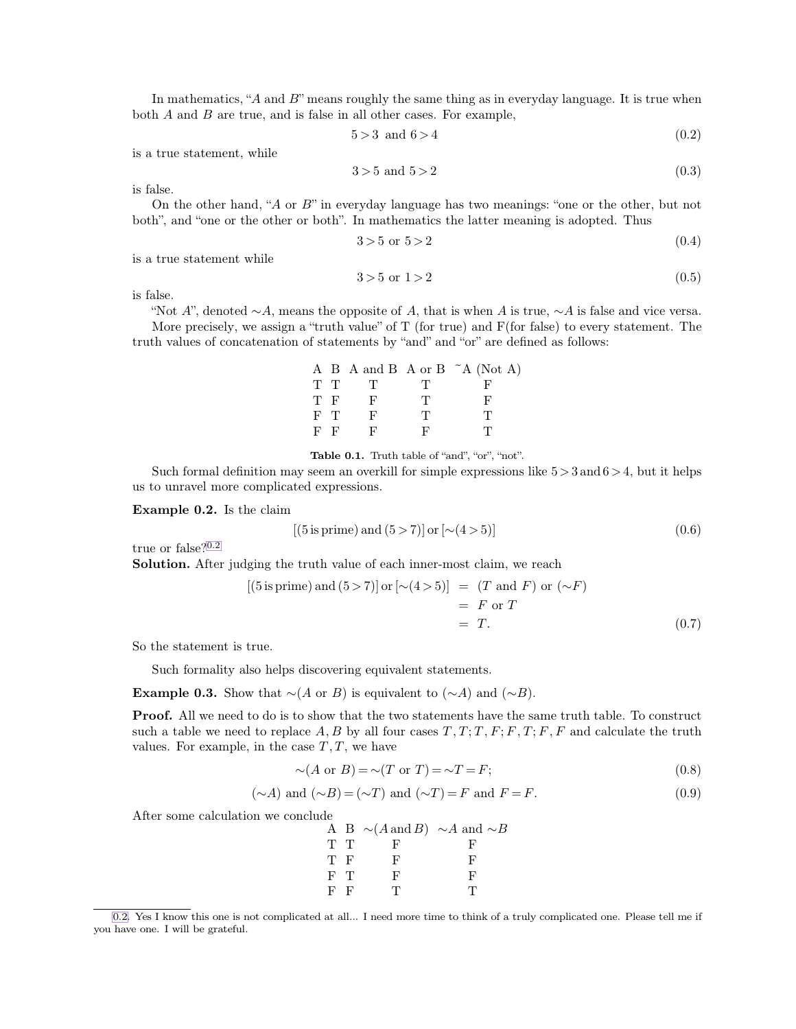In mathematics, "$A$ and $B$" means roughly the same thing as in everyday language. It is true when both $A$ and $B$ are true, and is false in all other cases. For example,

$$5 > 3 \text{ and } 6 > 4 \tag{0.2}$$

is a true statement, while

$$3 > 5 \text{ and } 5 > 2 \tag{0.3}$$

is false.

On the other hand, "$A$ or $B$" in everyday language has two meanings: "one or the other, but not both", and "one or the other or both". In mathematics the latter meaning is adopted. Thus

$$3 > 5 \text{ or } 5 > 2 \tag{0.4}$$

is a true statement while

$$3 > 5 \text{ or } 1 > 2 \tag{0.5}$$

is false.

"Not $A$", denoted $\sim A$, means the opposite of $A$, that is when $A$ is true, $\sim A$ is false and vice versa.

More precisely, we assign a "truth value" of T (for true) and F(for false) to every statement. The truth values of concatenation of statements by "and" and "or" are defined as follows:

| A | B | A and B | A or B | ˜A (Not A) |
|---|---|---|---|---|
| T | T | T | T | F |
| T | F | F | T | F |
| F | T | F | T | T |
| F | F | F | F | T |

**Table 0.1.** Truth table of "and", "or", "not".

Such formal definition may seem an overkill for simple expressions like $5 > 3 \text{ and } 6 > 4$, but it helps us to unravel more complicated expressions.

**Example 0.2.** Is the claim

$$[(5 \text{ is prime}) \text{ and } (5 > 7)] \text{ or } [\sim(4 > 5)] \tag{0.6}$$

true or false?[0.2]

**Solution.** After judging the truth value of each inner-most claim, we reach

$$\begin{aligned} [(5 \text{ is prime}) \text{ and } (5 > 7)] \text{ or } [\sim(4 > 5)] &= (T \text{ and } F) \text{ or } (\sim F) \\ &= F \text{ or } T \\ &= T. \end{aligned} \tag{0.7}$$

So the statement is true.

Such formality also helps discovering equivalent statements.

**Example 0.3.** Show that $\sim(A \text{ or } B)$ is equivalent to $(\sim A)$ and $(\sim B)$.

**Proof.** All we need to do is to show that the two statements have the same truth table. To construct such a table we need to replace $A, B$ by all four cases $T, T; T, F; F, T; F, F$ and calculate the truth values. For example, in the case $T, T$, we have

$$\sim(A \text{ or } B) = \sim(T \text{ or } T) = \sim T = F; \tag{0.8}$$

$$(\sim A) \text{ and } (\sim B) = (\sim T) \text{ and } (\sim T) = F \text{ and } F = F. \tag{0.9}$$

After some calculation we conclude

| A | B | $\sim(A \text{ and } B)$ | $\sim A$ and $\sim B$ |
|---|---|---|---|
| T | T | F | F |
| T | F | F | F |
| F | T | F | F |
| F | F | T | T |

[0.2] Yes I know this one is not complicated at all... I need more time to think of a truly complicated one. Please tell me if you have one. I will be grateful.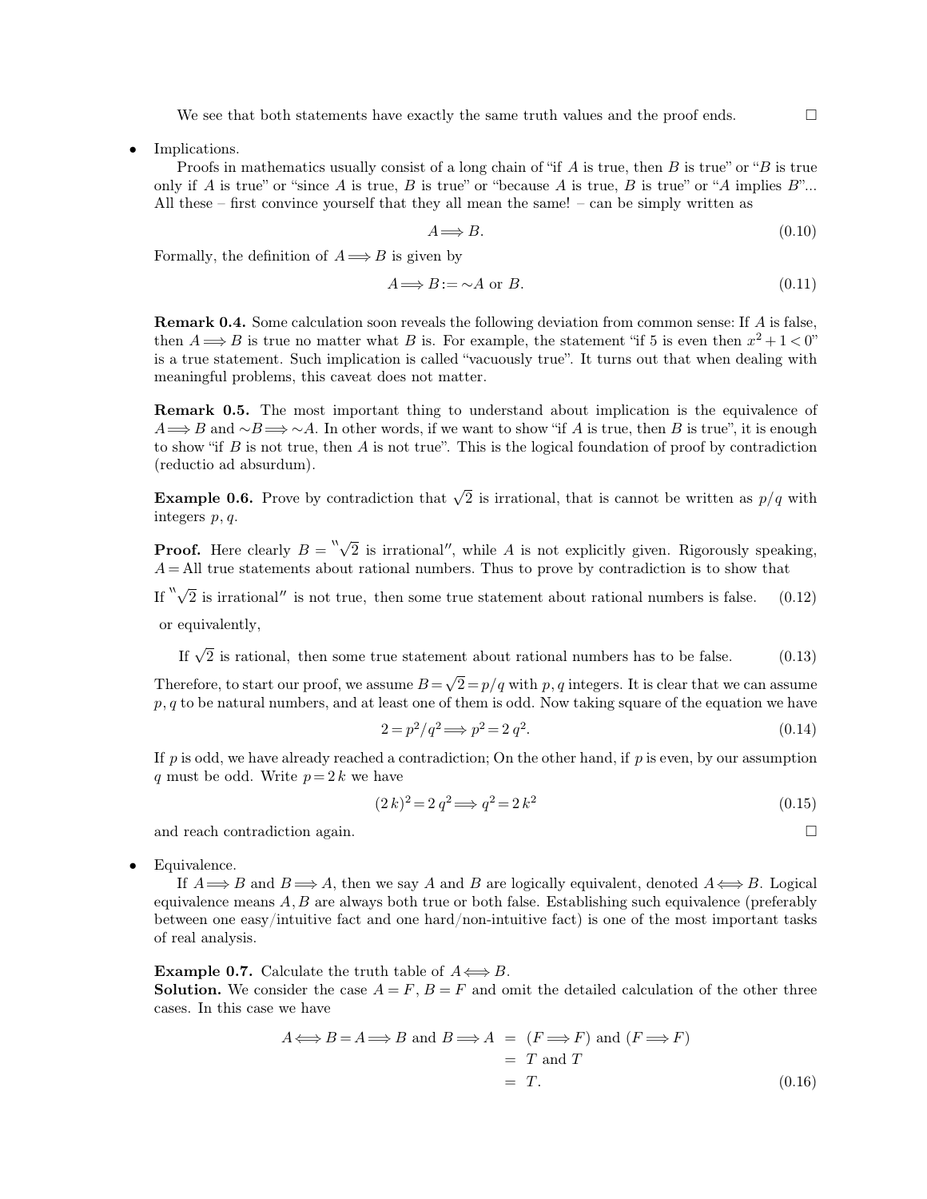We see that both statements have exactly the same truth values and the proof ends. □

- Implications.

  Proofs in mathematics usually consist of a long chain of "if $A$ is true, then $B$ is true" or "$B$ is true only if $A$ is true" or "since $A$ is true, $B$ is true" or "because $A$ is true, $B$ is true" or "$A$ implies $B$"... All these – first convince yourself that they all mean the same! – can be simply written as

$$A \Longrightarrow B. \tag{0.10}$$

Formally, the definition of $A \Longrightarrow B$ is given by

$$A \Longrightarrow B := \sim A \text{ or } B. \tag{0.11}$$

**Remark 0.4.** Some calculation soon reveals the following deviation from common sense: If $A$ is false, then $A \Longrightarrow B$ is true no matter what $B$ is. For example, the statement "if 5 is even then $x^2 + 1 < 0$" is a true statement. Such implication is called "vacuously true". It turns out that when dealing with meaningful problems, this caveat does not matter.

**Remark 0.5.** The most important thing to understand about implication is the equivalence of $A \Longrightarrow B$ and $\sim B \Longrightarrow \sim A$. In other words, if we want to show "if $A$ is true, then $B$ is true", it is enough to show "if $B$ is not true, then $A$ is not true". This is the logical foundation of proof by contradiction (reductio ad absurdum).

**Example 0.6.** Prove by contradiction that $\sqrt{2}$ is irrational, that is cannot be written as $p/q$ with integers $p, q$.

**Proof.** Here clearly $B =$ "$\sqrt{2}$ is irrational", while $A$ is not explicitly given. Rigorously speaking, $A =$ All true statements about rational numbers. Thus to prove by contradiction is to show that

$$\text{If "}\sqrt{2} \text{ is irrational" is not true, then some true statement about rational numbers is false.} \tag{0.12}$$

or equivalently,

$$\text{If } \sqrt{2} \text{ is rational, then some true statement about rational numbers has to be false.} \tag{0.13}$$

Therefore, to start our proof, we assume $B = \sqrt{2} = p/q$ with $p, q$ integers. It is clear that we can assume $p, q$ to be natural numbers, and at least one of them is odd. Now taking square of the equation we have

$$2 = p^2/q^2 \Longrightarrow p^2 = 2\, q^2. \tag{0.14}$$

If $p$ is odd, we have already reached a contradiction; On the other hand, if $p$ is even, by our assumption $q$ must be odd. Write $p = 2\,k$ we have

$$(2\,k)^2 = 2\,q^2 \Longrightarrow q^2 = 2\,k^2 \tag{0.15}$$

and reach contradiction again. □

- Equivalence.

  If $A \Longrightarrow B$ and $B \Longrightarrow A$, then we say $A$ and $B$ are logically equivalent, denoted $A \Longleftrightarrow B$. Logical equivalence means $A, B$ are always both true or both false. Establishing such equivalence (preferably between one easy/intuitive fact and one hard/non-intuitive fact) is one of the most important tasks of real analysis.

**Example 0.7.** Calculate the truth table of $A \Longleftrightarrow B$.

**Solution.** We consider the case $A = F$, $B = F$ and omit the detailed calculation of the other three cases. In this case we have

$$\begin{aligned} A \Longleftrightarrow B = A \Longrightarrow B \text{ and } B \Longrightarrow A &= (F \Longrightarrow F) \text{ and } (F \Longrightarrow F) \\ &= T \text{ and } T \\ &= T. \end{aligned} \tag{0.16}$$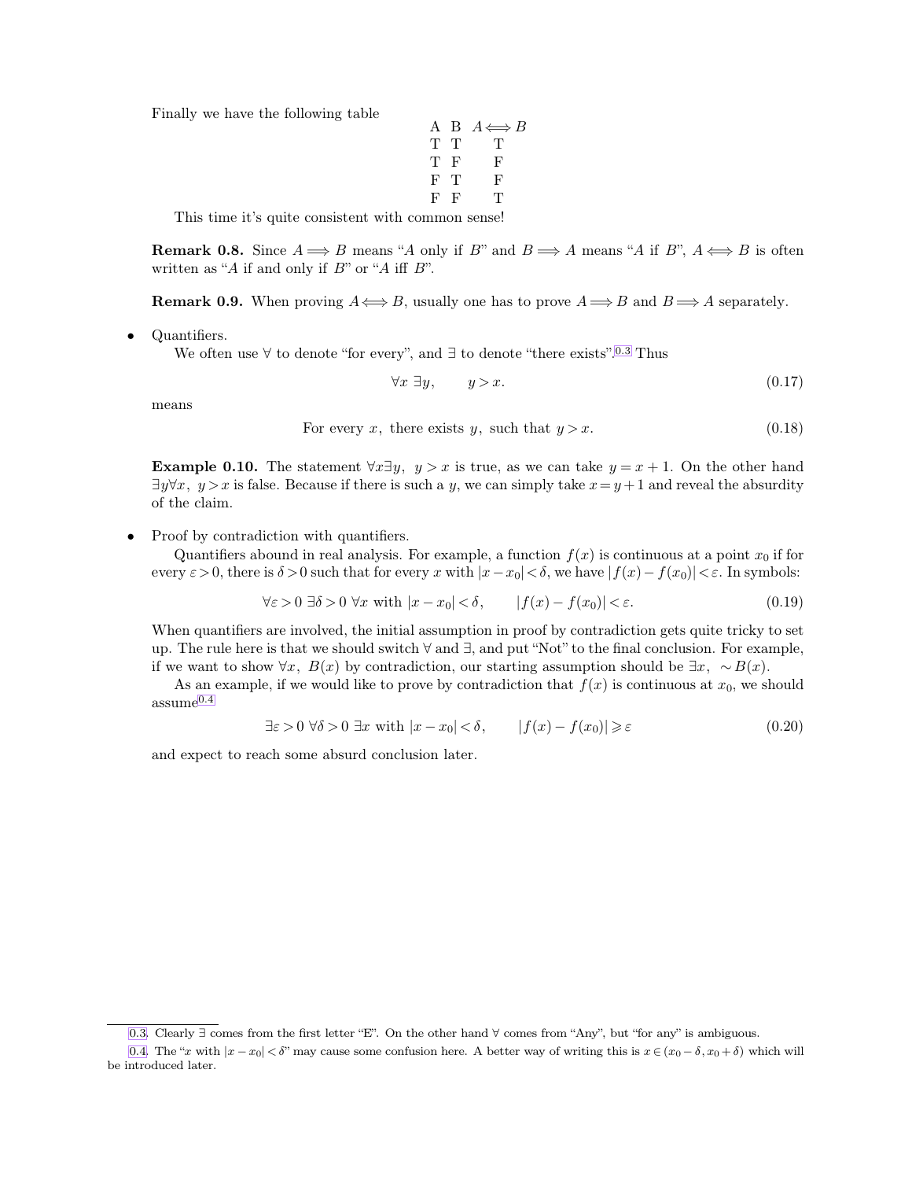Finally we have the following table

| A | B | $A \Longleftrightarrow B$ |
|---|---|---|
| T | T | T |
| T | F | F |
| F | T | F |
| F | F | T |

This time it's quite consistent with common sense!

**Remark 0.8.** Since $A \Longrightarrow B$ means "$A$ only if $B$" and $B \Longrightarrow A$ means "$A$ if $B$", $A \Longleftrightarrow B$ is often written as "$A$ if and only if $B$" or "$A$ iff $B$".

**Remark 0.9.** When proving $A \Longleftrightarrow B$, usually one has to prove $A \Longrightarrow B$ and $B \Longrightarrow A$ separately.

- Quantifiers.

  We often use $\forall$ to denote "for every", and $\exists$ to denote "there exists".[0.3] Thus

$$\forall x \ \exists y, \qquad y > x. \tag{0.17}$$

means

$$\text{For every } x, \text{ there exists } y, \text{ such that } y > x. \tag{0.18}$$

**Example 0.10.** The statement $\forall x \exists y, \ y > x$ is true, as we can take $y = x + 1$. On the other hand $\exists y \forall x, \ y > x$ is false. Because if there is such a $y$, we can simply take $x = y + 1$ and reveal the absurdity of the claim.

- Proof by contradiction with quantifiers.

  Quantifiers abound in real analysis. For example, a function $f(x)$ is continuous at a point $x_0$ if for every $\varepsilon > 0$, there is $\delta > 0$ such that for every $x$ with $|x - x_0| < \delta$, we have $|f(x) - f(x_0)| < \varepsilon$. In symbols:

$$\forall \varepsilon > 0 \ \exists \delta > 0 \ \forall x \text{ with } |x - x_0| < \delta, \qquad |f(x) - f(x_0)| < \varepsilon. \tag{0.19}$$

When quantifiers are involved, the initial assumption in proof by contradiction gets quite tricky to set up. The rule here is that we should switch $\forall$ and $\exists$, and put "Not" to the final conclusion. For example, if we want to show $\forall x, \ B(x)$ by contradiction, our starting assumption should be $\exists x, \ \sim B(x)$.

As an example, if we would like to prove by contradiction that $f(x)$ is continuous at $x_0$, we should assume[0.4]

$$\exists \varepsilon > 0 \ \forall \delta > 0 \ \exists x \text{ with } |x - x_0| < \delta, \qquad |f(x) - f(x_0)| \geqslant \varepsilon \tag{0.20}$$

and expect to reach some absurd conclusion later.

---

[0.3]. Clearly $\exists$ comes from the first letter "E". On the other hand $\forall$ comes from "Any", but "for any" is ambiguous.

[0.4]. The "$x$ with $|x - x_0| < \delta$" may cause some confusion here. A better way of writing this is $x \in (x_0 - \delta, x_0 + \delta)$ which will be introduced later.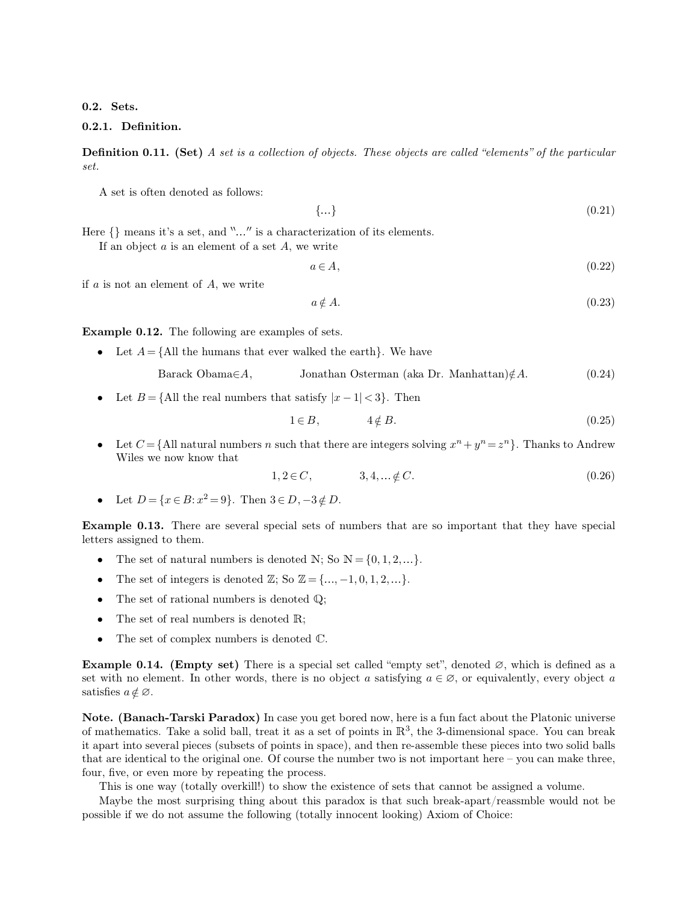### 0.2. Sets.

#### 0.2.1. Definition.

**Definition 0.11. (Set)** *A set is a collection of objects. These objects are called "elements" of the particular set.*

A set is often denoted as follows:

$$\{...\} \tag{0.21}$$

Here $\{\}$ means it's a set, and "..." is a characterization of its elements.

If an object $a$ is an element of a set $A$, we write

$$a \in A, \tag{0.22}$$

if $a$ is not an element of $A$, we write

$$a \notin A. \tag{0.23}$$

**Example 0.12.** The following are examples of sets.

- Let $A = \{\text{All the humans that ever walked the earth}\}$. We have

$$\text{Barack Obama} \in A, \qquad \text{Jonathan Osterman (aka Dr. Manhattan)} \notin A. \tag{0.24}$$

- Let $B = \{\text{All the real numbers that satisfy } |x-1| < 3\}$. Then

$$1 \in B, \qquad 4 \notin B. \tag{0.25}$$

- Let $C = \{\text{All natural numbers } n \text{ such that there are integers solving } x^n + y^n = z^n\}$. Thanks to Andrew Wiles we now know that

$$1, 2 \in C, \qquad 3, 4, ... \notin C. \tag{0.26}$$

- Let $D = \{x \in B : x^2 = 9\}$. Then $3 \in D, -3 \notin D$.

**Example 0.13.** There are several special sets of numbers that are so important that they have special letters assigned to them.

- The set of natural numbers is denoted $\mathbb{N}$; So $\mathbb{N} = \{0, 1, 2, ...\}$.
- The set of integers is denoted $\mathbb{Z}$; So $\mathbb{Z} = \{..., -1, 0, 1, 2, ...\}$.
- The set of rational numbers is denoted $\mathbb{Q}$;
- The set of real numbers is denoted $\mathbb{R}$;
- The set of complex numbers is denoted $\mathbb{C}$.

**Example 0.14. (Empty set)** There is a special set called "empty set", denoted $\varnothing$, which is defined as a set with no element. In other words, there is no object $a$ satisfying $a \in \varnothing$, or equivalently, every object $a$ satisfies $a \notin \varnothing$.

**Note. (Banach-Tarski Paradox)** In case you get bored now, here is a fun fact about the Platonic universe of mathematics. Take a solid ball, treat it as a set of points in $\mathbb{R}^3$, the 3-dimensional space. You can break it apart into several pieces (subsets of points in space), and then re-assemble these pieces into two solid balls that are identical to the original one. Of course the number two is not important here – you can make three, four, five, or even more by repeating the process.

This is one way (totally overkill!) to show the existence of sets that cannot be assigned a volume.

Maybe the most surprising thing about this paradox is that such break-apart/reassmble would not be possible if we do not assume the following (totally innocent looking) Axiom of Choice: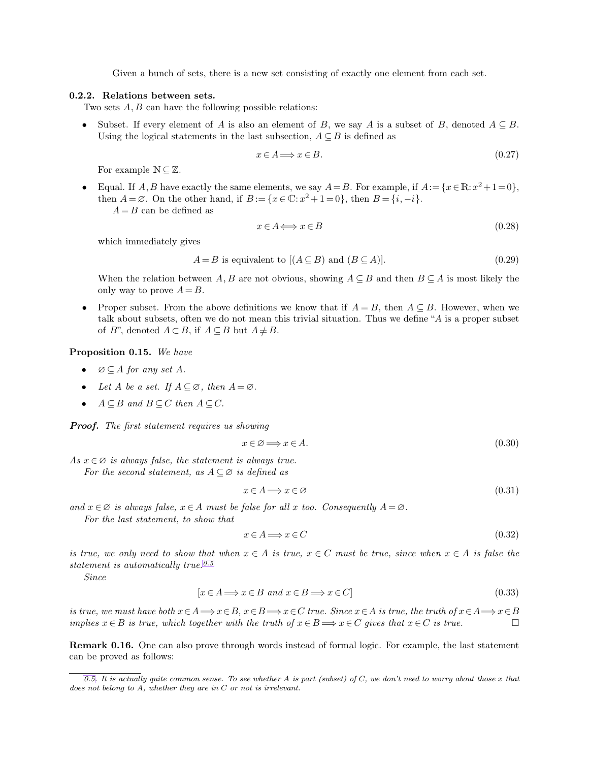Given a bunch of sets, there is a new set consisting of exactly one element from each set.

### 0.2.2. Relations between sets.

Two sets $A, B$ can have the following possible relations:

- Subset. If every element of $A$ is also an element of $B$, we say $A$ is a subset of $B$, denoted $A \subseteq B$. Using the logical statements in the last subsection, $A \subseteq B$ is defined as

$$x \in A \Longrightarrow x \in B. \tag{0.27}$$

For example $\mathbb{N} \subseteq \mathbb{Z}$.

- Equal. If $A, B$ have exactly the same elements, we say $A = B$. For example, if $A := \{x \in \mathbb{R}: x^2 + 1 = 0\}$, then $A = \varnothing$. On the other hand, if $B := \{x \in \mathbb{C}: x^2 + 1 = 0\}$, then $B = \{i, -i\}$.

  $A = B$ can be defined as

$$x \in A \Longleftrightarrow x \in B \tag{0.28}$$

which immediately gives

$$A = B \text{ is equivalent to } [(A \subseteq B) \text{ and } (B \subseteq A)]. \tag{0.29}$$

When the relation between $A, B$ are not obvious, showing $A \subseteq B$ and then $B \subseteq A$ is most likely the only way to prove $A = B$.

- Proper subset. From the above definitions we know that if $A = B$, then $A \subseteq B$. However, when we talk about subsets, often we do not mean this trivial situation. Thus we define "$A$ is a proper subset of $B$", denoted $A \subset B$, if $A \subseteq B$ but $A \neq B$.

**Proposition 0.15.** *We have*

- *$\varnothing \subseteq A$ for any set $A$.*
- *Let $A$ be a set. If $A \subseteq \varnothing$, then $A = \varnothing$.*
- *$A \subseteq B$ and $B \subseteq C$ then $A \subseteq C$.*

***Proof.*** *The first statement requires us showing*

$$x \in \varnothing \Longrightarrow x \in A. \tag{0.30}$$

*As $x \in \varnothing$ is always false, the statement is always true.*

*For the second statement, as $A \subseteq \varnothing$ is defined as*

$$x \in A \Longrightarrow x \in \varnothing \tag{0.31}$$

*and $x \in \varnothing$ is always false, $x \in A$ must be false for all $x$ too. Consequently $A = \varnothing$.*

*For the last statement, to show that*

$$x \in A \Longrightarrow x \in C \tag{0.32}$$

*is true, we only need to show that when $x \in A$ is true, $x \in C$ must be true, since when $x \in A$ is false the statement is automatically true.*[0.5]

*Since*

$$[x \in A \Longrightarrow x \in B \text{ and } x \in B \Longrightarrow x \in C] \tag{0.33}$$

*is true, we must have both $x \in A \Longrightarrow x \in B$, $x \in B \Longrightarrow x \in C$ true. Since $x \in A$ is true, the truth of $x \in A \Longrightarrow x \in B$ implies $x \in B$ is true, which together with the truth of $x \in B \Longrightarrow x \in C$ gives that $x \in C$ is true.* □

**Remark 0.16.** One can also prove through words instead of formal logic. For example, the last statement can be proved as follows:

---

[0.5]. *It is actually quite common sense. To see whether $A$ is part (subset) of $C$, we don't need to worry about those $x$ that does not belong to $A$, whether they are in $C$ or not is irrelevant.*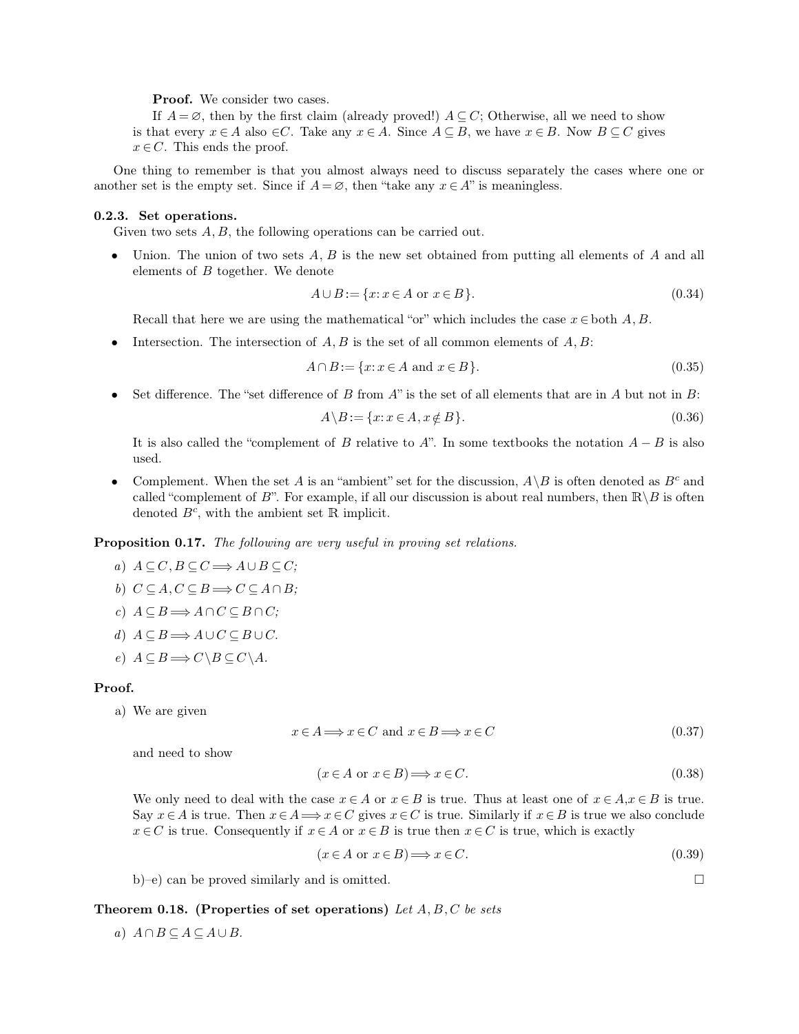**Proof.** We consider two cases.

If $A = \varnothing$, then by the first claim (already proved!) $A \subseteq C$; Otherwise, all we need to show is that every $x \in A$ also $\in C$. Take any $x \in A$. Since $A \subseteq B$, we have $x \in B$. Now $B \subseteq C$ gives $x \in C$. This ends the proof.

One thing to remember is that you almost always need to discuss separately the cases where one or another set is the empty set. Since if $A = \varnothing$, then "take any $x \in A$" is meaningless.

### 0.2.3. Set operations.

Given two sets $A, B$, the following operations can be carried out.

- Union. The union of two sets $A$, $B$ is the new set obtained from putting all elements of $A$ and all elements of $B$ together. We denote

$$A \cup B := \{x : x \in A \text{ or } x \in B\}. \tag{0.34}$$

  Recall that here we are using the mathematical "or" which includes the case $x \in$ both $A, B$.

- Intersection. The intersection of $A, B$ is the set of all common elements of $A, B$:

$$A \cap B := \{x : x \in A \text{ and } x \in B\}. \tag{0.35}$$

- Set difference. The "set difference of $B$ from $A$" is the set of all elements that are in $A$ but not in $B$:

$$A \backslash B := \{x : x \in A, x \notin B\}. \tag{0.36}$$

  It is also called the "complement of $B$ relative to $A$". In some textbooks the notation $A - B$ is also used.

- Complement. When the set $A$ is an "ambient" set for the discussion, $A \backslash B$ is often denoted as $B^c$ and called "complement of $B$". For example, if all our discussion is about real numbers, then $\mathbb{R} \backslash B$ is often denoted $B^c$, with the ambient set $\mathbb{R}$ implicit.

**Proposition 0.17.** *The following are very useful in proving set relations.*

a) $A \subseteq C, B \subseteq C \Longrightarrow A \cup B \subseteq C$;

b) $C \subseteq A, C \subseteq B \Longrightarrow C \subseteq A \cap B$;

c) $A \subseteq B \Longrightarrow A \cap C \subseteq B \cap C$;

d) $A \subseteq B \Longrightarrow A \cup C \subseteq B \cup C$.

e) $A \subseteq B \Longrightarrow C \backslash B \subseteq C \backslash A$.

**Proof.**

a) We are given

$$x \in A \Longrightarrow x \in C \text{ and } x \in B \Longrightarrow x \in C \tag{0.37}$$

and need to show

$$(x \in A \text{ or } x \in B) \Longrightarrow x \in C. \tag{0.38}$$

We only need to deal with the case $x \in A$ or $x \in B$ is true. Thus at least one of $x \in A, x \in B$ is true. Say $x \in A$ is true. Then $x \in A \Longrightarrow x \in C$ gives $x \in C$ is true. Similarly if $x \in B$ is true we also conclude $x \in C$ is true. Consequently if $x \in A$ or $x \in B$ is true then $x \in C$ is true, which is exactly

$$(x \in A \text{ or } x \in B) \Longrightarrow x \in C. \tag{0.39}$$

b)–e) can be proved similarly and is omitted. $\square$

**Theorem 0.18. (Properties of set operations)** *Let $A, B, C$ be sets*

a) $A \cap B \subseteq A \subseteq A \cup B$.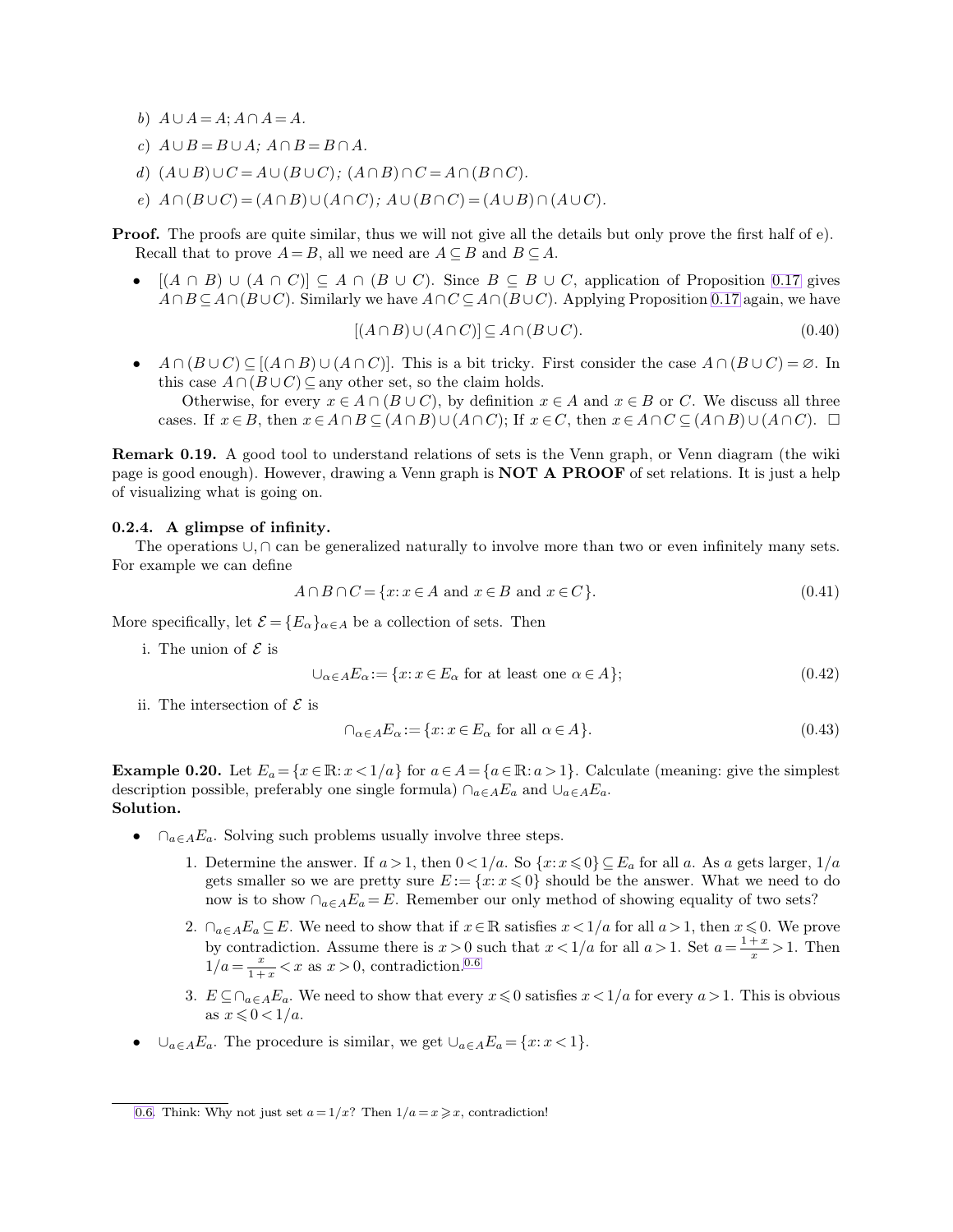b) $A \cup A = A$; $A \cap A = A$.

c) $A \cup B = B \cup A$; $A \cap B = B \cap A$.

d) $(A \cup B) \cup C = A \cup (B \cup C)$; $(A \cap B) \cap C = A \cap (B \cap C)$.

e) $A \cap (B \cup C) = (A \cap B) \cup (A \cap C)$; $A \cup (B \cap C) = (A \cup B) \cap (A \cup C)$.

**Proof.** The proofs are quite similar, thus we will not give all the details but only prove the first half of e). Recall that to prove $A = B$, all we need are $A \subseteq B$ and $B \subseteq A$.

- $[(A \cap B) \cup (A \cap C)] \subseteq A \cap (B \cup C)$. Since $B \subseteq B \cup C$, application of Proposition 0.17 gives $A \cap B \subseteq A \cap (B \cup C)$. Similarly we have $A \cap C \subseteq A \cap (B \cup C)$. Applying Proposition 0.17 again, we have

$$[(A \cap B) \cup (A \cap C)] \subseteq A \cap (B \cup C). \tag{0.40}$$

- $A \cap (B \cup C) \subseteq [(A \cap B) \cup (A \cap C)]$. This is a bit tricky. First consider the case $A \cap (B \cup C) = \varnothing$. In this case $A \cap (B \cup C) \subseteq$ any other set, so the claim holds.

  Otherwise, for every $x \in A \cap (B \cup C)$, by definition $x \in A$ and $x \in B$ or $C$. We discuss all three cases. If $x \in B$, then $x \in A \cap B \subseteq (A \cap B) \cup (A \cap C)$; If $x \in C$, then $x \in A \cap C \subseteq (A \cap B) \cup (A \cap C)$. □

**Remark 0.19.** A good tool to understand relations of sets is the Venn graph, or Venn diagram (the wiki page is good enough). However, drawing a Venn graph is **NOT A PROOF** of set relations. It is just a help of visualizing what is going on.

### 0.2.4. A glimpse of infinity.

The operations $\cup, \cap$ can be generalized naturally to involve more than two or even infinitely many sets. For example we can define

$$A \cap B \cap C = \{x : x \in A \text{ and } x \in B \text{ and } x \in C\}. \tag{0.41}$$

More specifically, let $\mathcal{E} = \{E_\alpha\}_{\alpha \in A}$ be a collection of sets. Then

i. The union of $\mathcal{E}$ is

$$\cup_{\alpha \in A} E_\alpha := \{x : x \in E_\alpha \text{ for at least one } \alpha \in A\}; \tag{0.42}$$

ii. The intersection of $\mathcal{E}$ is

$$\cap_{\alpha \in A} E_\alpha := \{x : x \in E_\alpha \text{ for all } \alpha \in A\}. \tag{0.43}$$

**Example 0.20.** Let $E_a = \{x \in \mathbb{R} : x < 1/a\}$ for $a \in A = \{a \in \mathbb{R} : a > 1\}$. Calculate (meaning: give the simplest description possible, preferably one single formula) $\cap_{a \in A} E_a$ and $\cup_{a \in A} E_a$.
**Solution.**

- $\cap_{a \in A} E_a$. Solving such problems usually involve three steps.

  1. Determine the answer. If $a > 1$, then $0 < 1/a$. So $\{x : x \leqslant 0\} \subseteq E_a$ for all $a$. As $a$ gets larger, $1/a$ gets smaller so we are pretty sure $E := \{x : x \leqslant 0\}$ should be the answer. What we need to do now is to show $\cap_{a \in A} E_a = E$. Remember our only method of showing equality of two sets?

  2. $\cap_{a \in A} E_a \subseteq E$. We need to show that if $x \in \mathbb{R}$ satisfies $x < 1/a$ for all $a > 1$, then $x \leqslant 0$. We prove by contradiction. Assume there is $x > 0$ such that $x < 1/a$ for all $a > 1$. Set $a = \frac{1+x}{x} > 1$. Then $1/a = \frac{x}{1+x} < x$ as $x > 0$, contradiction.[0.6]

  3. $E \subseteq \cap_{a \in A} E_a$. We need to show that every $x \leqslant 0$ satisfies $x < 1/a$ for every $a > 1$. This is obvious as $x \leqslant 0 < 1/a$.

- $\cup_{a \in A} E_a$. The procedure is similar, we get $\cup_{a \in A} E_a = \{x : x < 1\}$.

---

0.6. Think: Why not just set $a = 1/x$? Then $1/a = x \geqslant x$, contradiction!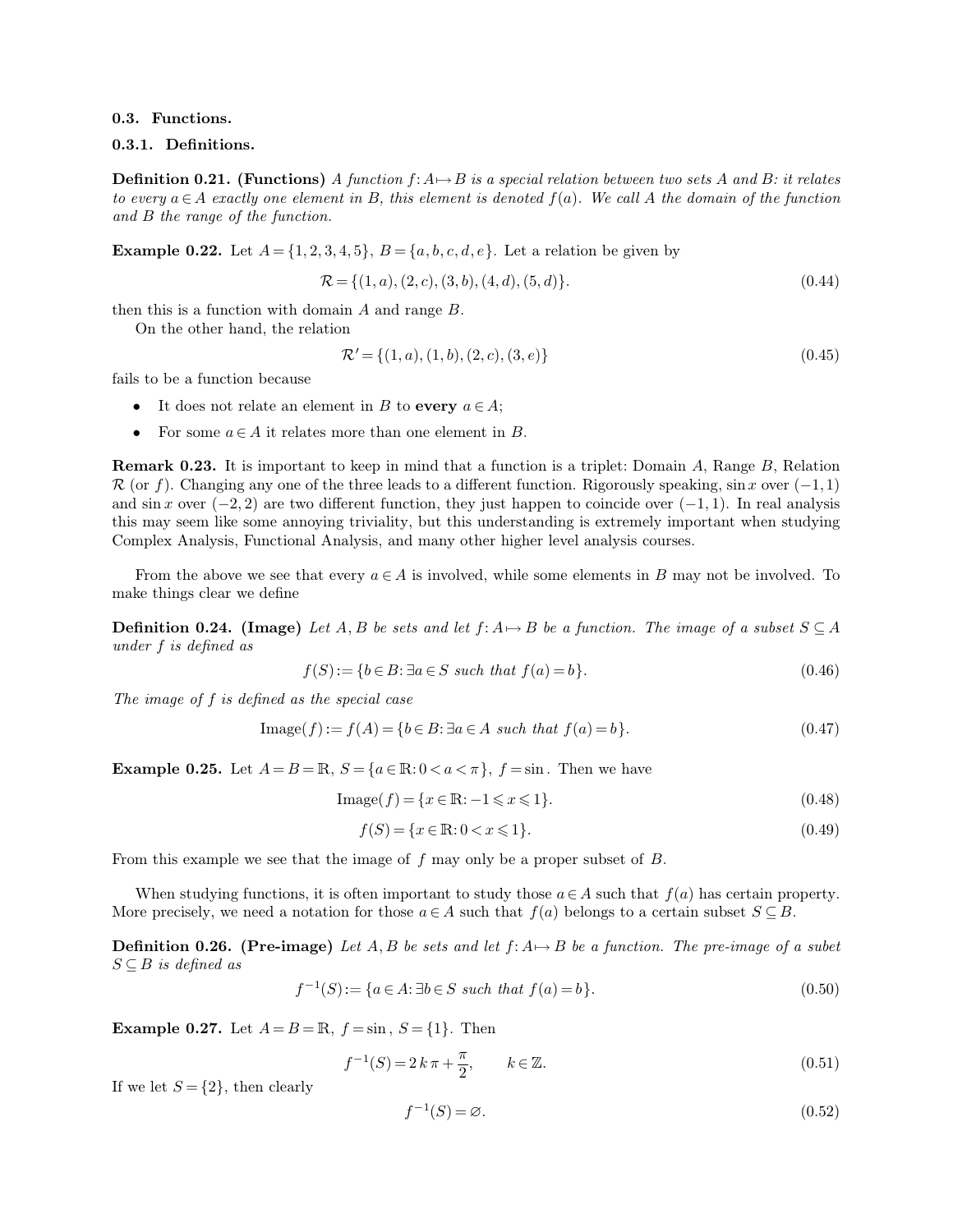### 0.3. Functions.

#### 0.3.1. Definitions.

**Definition 0.21. (Functions)** *A function $f: A \mapsto B$ is a special relation between two sets A and B: it relates to every $a \in A$ exactly one element in B, this element is denoted $f(a)$. We call A the domain of the function and B the range of the function.*

**Example 0.22.** Let $A = \{1, 2, 3, 4, 5\}$, $B = \{a, b, c, d, e\}$. Let a relation be given by

$$\mathcal{R} = \{(1, a), (2, c), (3, b), (4, d), (5, d)\}. \tag{0.44}$$

then this is a function with domain $A$ and range $B$.

On the other hand, the relation

$$\mathcal{R}' = \{(1, a), (1, b), (2, c), (3, e)\} \tag{0.45}$$

fails to be a function because

- It does not relate an element in $B$ to **every** $a \in A$;
- For some $a \in A$ it relates more than one element in $B$.

**Remark 0.23.** It is important to keep in mind that a function is a triplet: Domain $A$, Range $B$, Relation $\mathcal{R}$ (or $f$). Changing any one of the three leads to a different function. Rigorously speaking, $\sin x$ over $(-1, 1)$ and $\sin x$ over $(-2, 2)$ are two different function, they just happen to coincide over $(-1, 1)$. In real analysis this may seem like some annoying triviality, but this understanding is extremely important when studying Complex Analysis, Functional Analysis, and many other higher level analysis courses.

From the above we see that every $a \in A$ is involved, while some elements in $B$ may not be involved. To make things clear we define

**Definition 0.24. (Image)** *Let $A, B$ be sets and let $f: A \mapsto B$ be a function. The image of a subset $S \subseteq A$ under $f$ is defined as*

$$f(S) := \{b \in B: \exists a \in S \text{ such that } f(a) = b\}. \tag{0.46}$$

*The image of $f$ is defined as the special case*

$$\text{Image}(f) := f(A) = \{b \in B: \exists a \in A \text{ such that } f(a) = b\}. \tag{0.47}$$

**Example 0.25.** Let $A = B = \mathbb{R}$, $S = \{a \in \mathbb{R}: 0 < a < \pi\}$, $f = \sin$. Then we have

$$\text{Image}(f) = \{x \in \mathbb{R}: -1 \leqslant x \leqslant 1\}. \tag{0.48}$$

$$f(S) = \{x \in \mathbb{R}: 0 < x \leqslant 1\}. \tag{0.49}$$

From this example we see that the image of $f$ may only be a proper subset of $B$.

When studying functions, it is often important to study those $a \in A$ such that $f(a)$ has certain property. More precisely, we need a notation for those $a \in A$ such that $f(a)$ belongs to a certain subset $S \subseteq B$.

**Definition 0.26. (Pre-image)** *Let $A, B$ be sets and let $f: A \mapsto B$ be a function. The pre-image of a subet $S \subseteq B$ is defined as*

$$f^{-1}(S) := \{a \in A: \exists b \in S \text{ such that } f(a) = b\}. \tag{0.50}$$

**Example 0.27.** Let $A = B = \mathbb{R}$, $f = \sin$, $S = \{1\}$. Then

$$f^{-1}(S) = 2\,k\,\pi + \frac{\pi}{2}, \qquad k \in \mathbb{Z}. \tag{0.51}$$

If we let $S = \{2\}$, then clearly

$$f^{-1}(S) = \varnothing. \tag{0.52}$$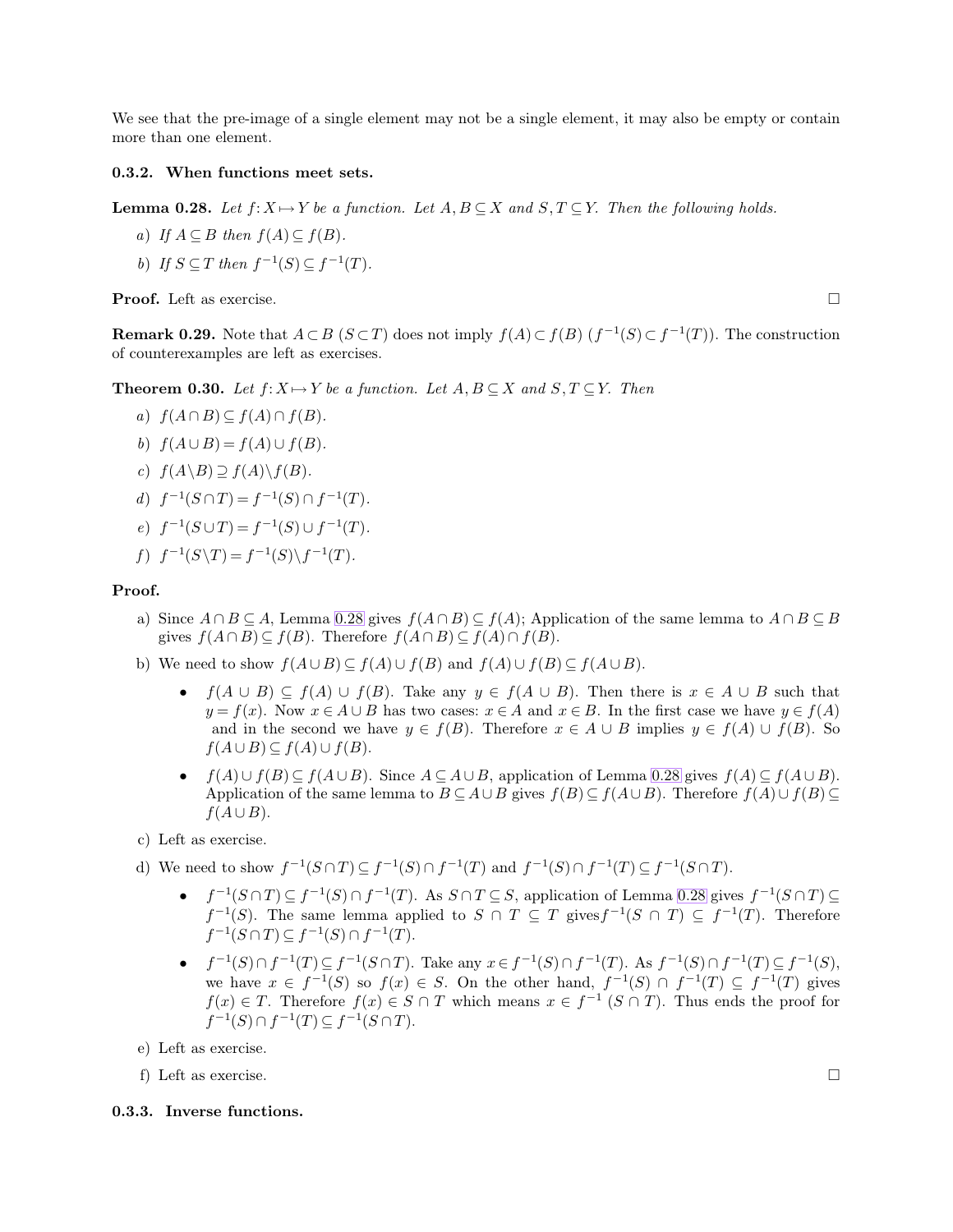We see that the pre-image of a single element may not be a single element, it may also be empty or contain more than one element.

### 0.3.2. When functions meet sets.

**Lemma 0.28.** *Let $f\colon X \mapsto Y$ be a function. Let $A, B \subseteq X$ and $S, T \subseteq Y$. Then the following holds.*

a) *If $A \subseteq B$ then $f(A) \subseteq f(B)$.*

b) *If $S \subseteq T$ then $f^{-1}(S) \subseteq f^{-1}(T)$.*

**Proof.** Left as exercise. □

**Remark 0.29.** Note that $A \subset B$ ($S \subset T$) does not imply $f(A) \subset f(B)$ ($f^{-1}(S) \subset f^{-1}(T)$). The construction of counterexamples are left as exercises.

**Theorem 0.30.** *Let $f\colon X \mapsto Y$ be a function. Let $A, B \subseteq X$ and $S, T \subseteq Y$. Then*

a) *$f(A \cap B) \subseteq f(A) \cap f(B)$.*

b) *$f(A \cup B) = f(A) \cup f(B)$.*

c) *$f(A \backslash B) \supseteq f(A) \backslash f(B)$.*

d) *$f^{-1}(S \cap T) = f^{-1}(S) \cap f^{-1}(T)$.*

e) *$f^{-1}(S \cup T) = f^{-1}(S) \cup f^{-1}(T)$.*

f) *$f^{-1}(S \backslash T) = f^{-1}(S) \backslash f^{-1}(T)$.*

**Proof.**

a) Since $A \cap B \subseteq A$, Lemma 0.28 gives $f(A \cap B) \subseteq f(A)$; Application of the same lemma to $A \cap B \subseteq B$ gives $f(A \cap B) \subseteq f(B)$. Therefore $f(A \cap B) \subseteq f(A) \cap f(B)$.

b) We need to show $f(A \cup B) \subseteq f(A) \cup f(B)$ and $f(A) \cup f(B) \subseteq f(A \cup B)$.

- $f(A \cup B) \subseteq f(A) \cup f(B)$. Take any $y \in f(A \cup B)$. Then there is $x \in A \cup B$ such that $y = f(x)$. Now $x \in A \cup B$ has two cases: $x \in A$ and $x \in B$. In the first case we have $y \in f(A)$ and in the second we have $y \in f(B)$. Therefore $x \in A \cup B$ implies $y \in f(A) \cup f(B)$. So $f(A \cup B) \subseteq f(A) \cup f(B)$.
- $f(A) \cup f(B) \subseteq f(A \cup B)$. Since $A \subseteq A \cup B$, application of Lemma 0.28 gives $f(A) \subseteq f(A \cup B)$. Application of the same lemma to $B \subseteq A \cup B$ gives $f(B) \subseteq f(A \cup B)$. Therefore $f(A) \cup f(B) \subseteq f(A \cup B)$.

c) Left as exercise.

d) We need to show $f^{-1}(S \cap T) \subseteq f^{-1}(S) \cap f^{-1}(T)$ and $f^{-1}(S) \cap f^{-1}(T) \subseteq f^{-1}(S \cap T)$.

- $f^{-1}(S \cap T) \subseteq f^{-1}(S) \cap f^{-1}(T)$. As $S \cap T \subseteq S$, application of Lemma 0.28 gives $f^{-1}(S \cap T) \subseteq f^{-1}(S)$. The same lemma applied to $S \cap T \subseteq T$ gives$f^{-1}(S \cap T) \subseteq f^{-1}(T)$. Therefore $f^{-1}(S \cap T) \subseteq f^{-1}(S) \cap f^{-1}(T)$.
- $f^{-1}(S) \cap f^{-1}(T) \subseteq f^{-1}(S \cap T)$. Take any $x \in f^{-1}(S) \cap f^{-1}(T)$. As $f^{-1}(S) \cap f^{-1}(T) \subseteq f^{-1}(S)$, we have $x \in f^{-1}(S)$ so $f(x) \in S$. On the other hand, $f^{-1}(S) \cap f^{-1}(T) \subseteq f^{-1}(T)$ gives $f(x) \in T$. Therefore $f(x) \in S \cap T$ which means $x \in f^{-1}(S \cap T)$. Thus ends the proof for $f^{-1}(S) \cap f^{-1}(T) \subseteq f^{-1}(S \cap T)$.

e) Left as exercise.

f) Left as exercise. □

### 0.3.3. Inverse functions.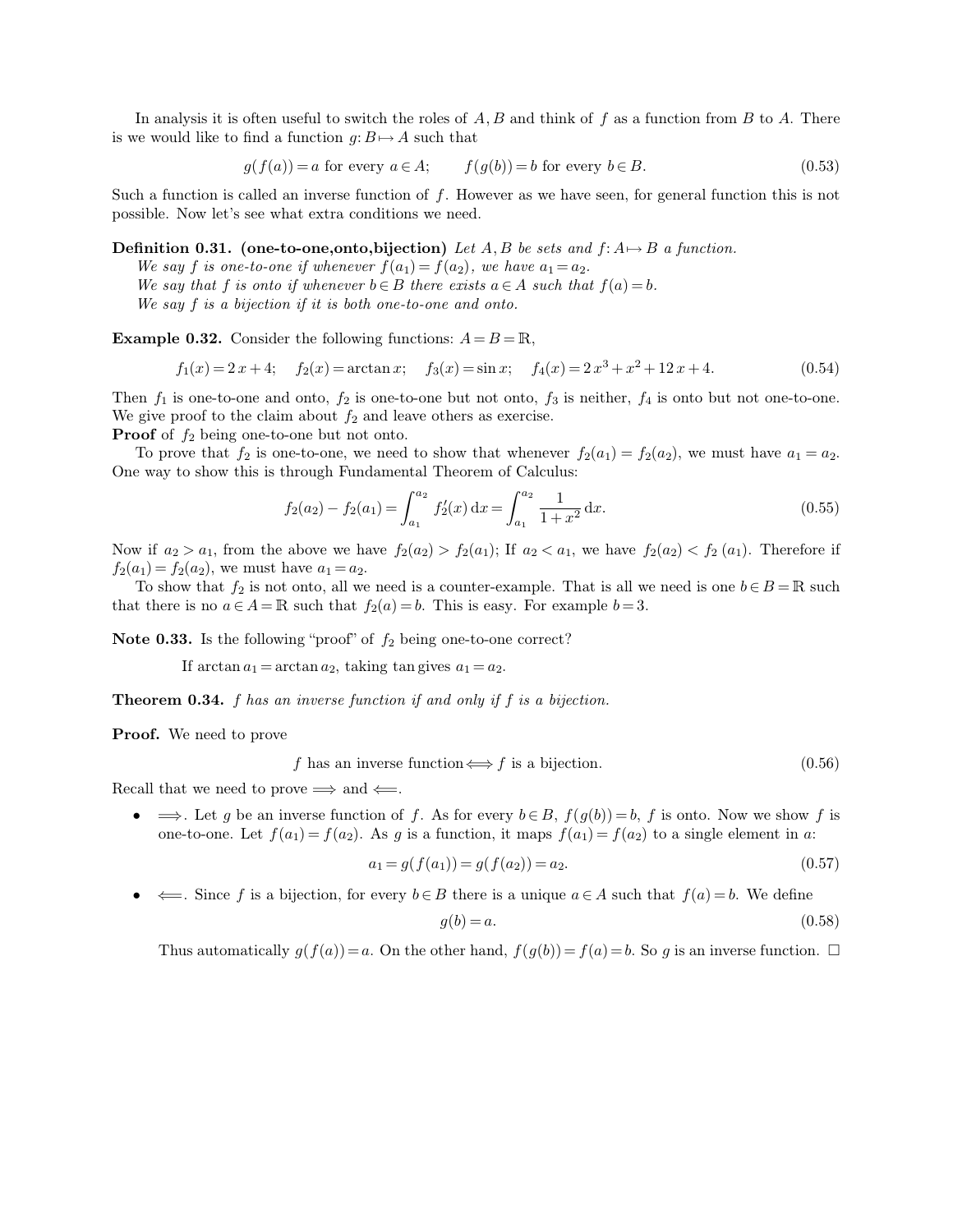In analysis it is often useful to switch the roles of $A, B$ and think of $f$ as a function from $B$ to $A$. There is we would like to find a function $g: B \mapsto A$ such that

$$g(f(a)) = a \text{ for every } a \in A; \qquad f(g(b)) = b \text{ for every } b \in B. \tag{0.53}$$

Such a function is called an inverse function of $f$. However as we have seen, for general function this is not possible. Now let's see what extra conditions we need.

**Definition 0.31. (one-to-one,onto,bijection)** *Let $A, B$ be sets and $f: A \mapsto B$ a function.*

*We say $f$ is one-to-one if whenever $f(a_1) = f(a_2)$, we have $a_1 = a_2$.*

*We say that $f$ is onto if whenever $b \in B$ there exists $a \in A$ such that $f(a) = b$.*

*We say $f$ is a bijection if it is both one-to-one and onto.*

**Example 0.32.** Consider the following functions: $A = B = \mathbb{R}$,

$$f_1(x) = 2\,x + 4; \quad f_2(x) = \arctan x; \quad f_3(x) = \sin x; \quad f_4(x) = 2\,x^3 + x^2 + 12\,x + 4. \tag{0.54}$$

Then $f_1$ is one-to-one and onto, $f_2$ is one-to-one but not onto, $f_3$ is neither, $f_4$ is onto but not one-to-one. We give proof to the claim about $f_2$ and leave others as exercise.

**Proof** of $f_2$ being one-to-one but not onto.

To prove that $f_2$ is one-to-one, we need to show that whenever $f_2(a_1) = f_2(a_2)$, we must have $a_1 = a_2$. One way to show this is through Fundamental Theorem of Calculus:

$$f_2(a_2) - f_2(a_1) = \int_{a_1}^{a_2} f_2'(x)\,\mathrm{d}x = \int_{a_1}^{a_2} \frac{1}{1+x^2}\,\mathrm{d}x. \tag{0.55}$$

Now if $a_2 > a_1$, from the above we have $f_2(a_2) > f_2(a_1)$; If $a_2 < a_1$, we have $f_2(a_2) < f_2\,(a_1)$. Therefore if $f_2(a_1) = f_2(a_2)$, we must have $a_1 = a_2$.

To show that $f_2$ is not onto, all we need is a counter-example. That is all we need is one $b \in B = \mathbb{R}$ such that there is no $a \in A = \mathbb{R}$ such that $f_2(a) = b$. This is easy. For example $b = 3$.

**Note 0.33.** Is the following "proof" of $f_2$ being one-to-one correct?

> If $\arctan a_1 = \arctan a_2$, taking $\tan$ gives $a_1 = a_2$.

**Theorem 0.34.** *$f$ has an inverse function if and only if $f$ is a bijection.*

**Proof.** We need to prove

$$f \text{ has an inverse function} \Longleftrightarrow f \text{ is a bijection}. \tag{0.56}$$

Recall that we need to prove $\Longrightarrow$ and $\Longleftarrow$.

- $\Longrightarrow$. Let $g$ be an inverse function of $f$. As for every $b \in B$, $f(g(b)) = b$, $f$ is onto. Now we show $f$ is one-to-one. Let $f(a_1) = f(a_2)$. As $g$ is a function, it maps $f(a_1) = f(a_2)$ to a single element in $a$:

$$a_1 = g(f(a_1)) = g(f(a_2)) = a_2. \tag{0.57}$$

- $\Longleftarrow$. Since $f$ is a bijection, for every $b \in B$ there is a unique $a \in A$ such that $f(a) = b$. We define

$$g(b) = a. \tag{0.58}$$

Thus automatically $g(f(a)) = a$. On the other hand, $f(g(b)) = f(a) = b$. So $g$ is an inverse function. $\square$